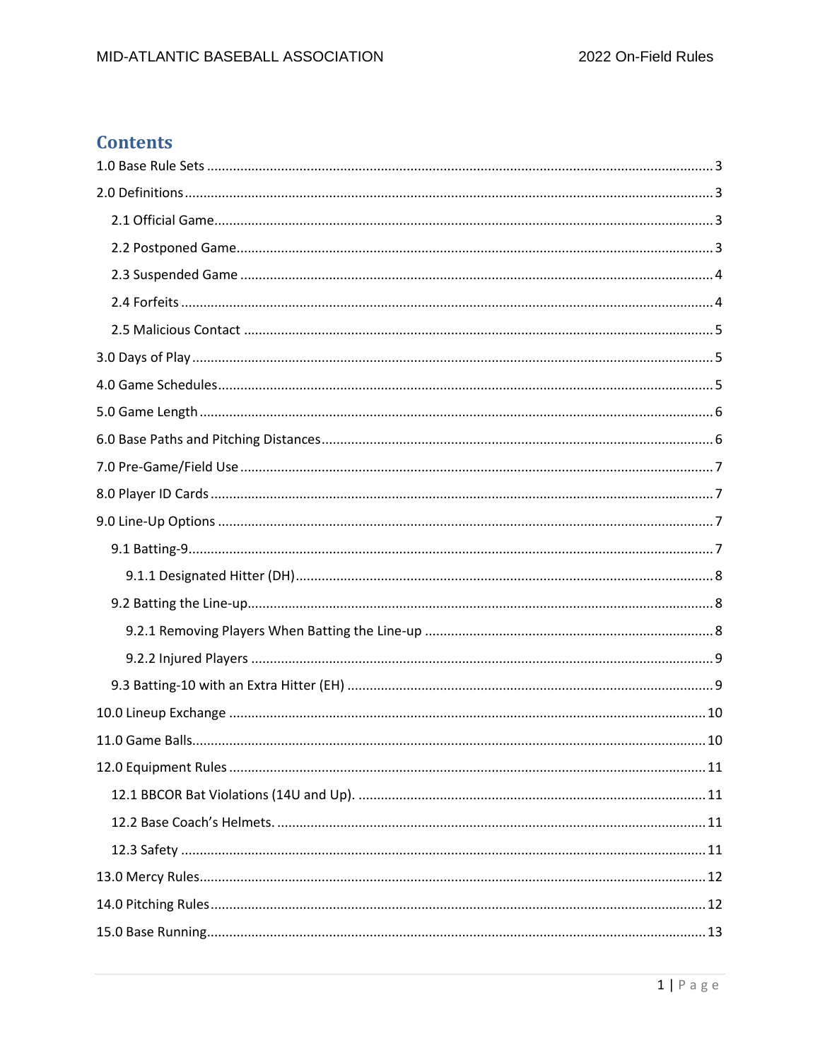# Contents

1.0 Base Rule Sets ........................................................................................................................................ 3

2.0 Definitions ............................................................................................................................................. 3

- 2.1 Official Game...................................................................................................................................... 3
- 2.2 Postponed Game................................................................................................................................ 3
- 2.3 Suspended Game ............................................................................................................................... 4
- 2.4 Forfeits ............................................................................................................................................... 4
- 2.5 Malicious Contact .............................................................................................................................. 5

3.0 Days of Play ............................................................................................................................................ 5

4.0 Game Schedules..................................................................................................................................... 5

5.0 Game Length .......................................................................................................................................... 6

6.0 Base Paths and Pitching Distances.......................................................................................................... 6

7.0 Pre-Game/Field Use ............................................................................................................................... 7

8.0 Player ID Cards ....................................................................................................................................... 7

9.0 Line-Up Options ..................................................................................................................................... 7

- 9.1 Batting-9............................................................................................................................................. 7
  - 9.1.1 Designated Hitter (DH)................................................................................................................. 8
- 9.2 Batting the Line-up............................................................................................................................. 8
  - 9.2.1 Removing Players When Batting the Line-up ............................................................................... 8
  - 9.2.2 Injured Players ............................................................................................................................. 9
- 9.3 Batting-10 with an Extra Hitter (EH) ................................................................................................... 9

10.0 Lineup Exchange ................................................................................................................................ 10

11.0 Game Balls.......................................................................................................................................... 10

12.0 Equipment Rules ................................................................................................................................ 11

- 12.1 BBCOR Bat Violations (14U and Up). .............................................................................................. 11
- 12.2 Base Coach's Helmets. .................................................................................................................... 11
- 12.3 Safety ............................................................................................................................................. 11

13.0 Mercy Rules........................................................................................................................................ 12

14.0 Pitching Rules..................................................................................................................................... 12

15.0 Base Running...................................................................................................................................... 13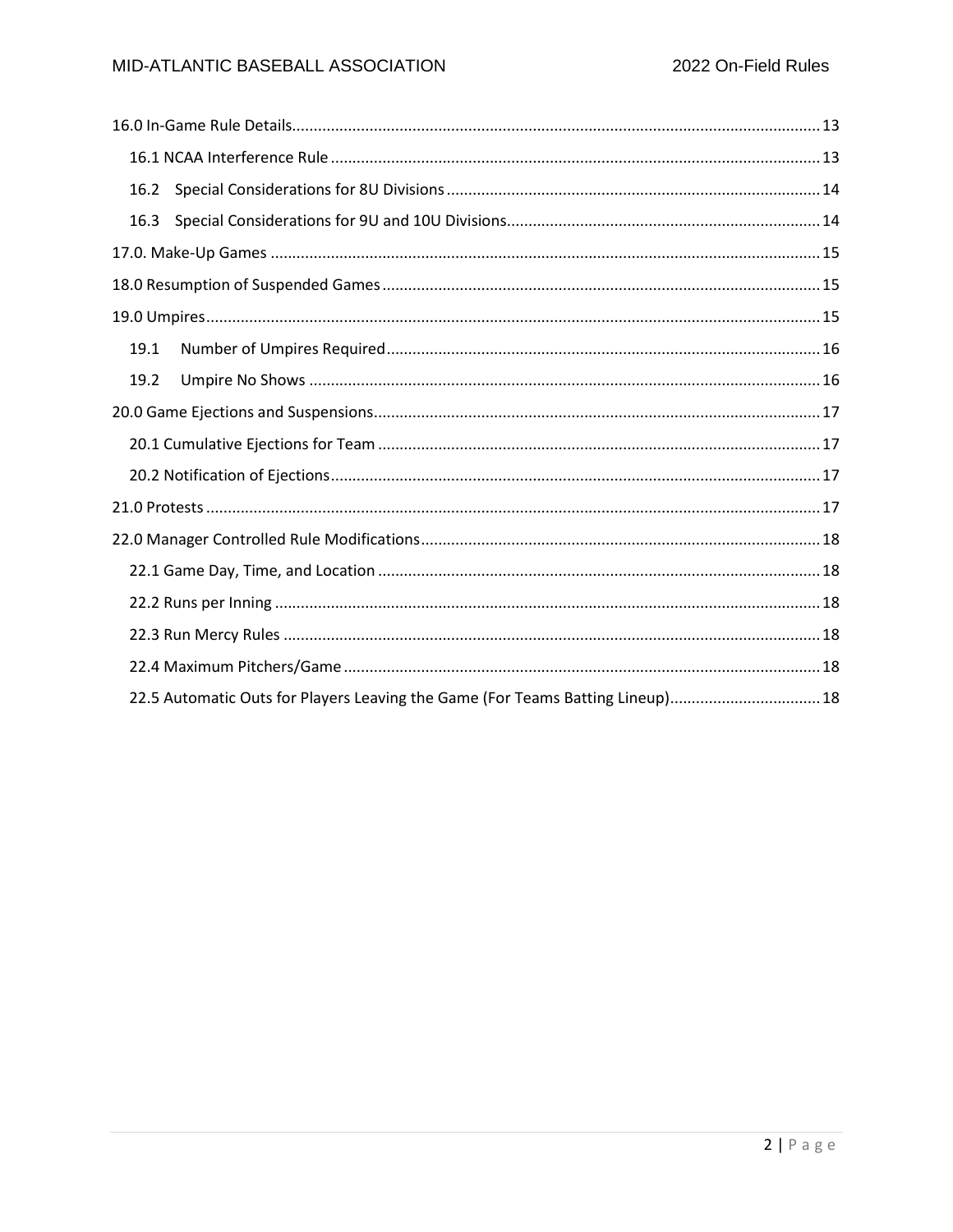16.0 In-Game Rule Details ........ 13
- 16.1 NCAA Interference Rule ........ 13
- 16.2 Special Considerations for 8U Divisions ........ 14
- 16.3 Special Considerations for 9U and 10U Divisions ........ 14

17.0. Make-Up Games ........ 15

18.0 Resumption of Suspended Games ........ 15

19.0 Umpires ........ 15
- 19.1 Number of Umpires Required ........ 16
- 19.2 Umpire No Shows ........ 16

20.0 Game Ejections and Suspensions ........ 17
- 20.1 Cumulative Ejections for Team ........ 17
- 20.2 Notification of Ejections ........ 17

21.0 Protests ........ 17

22.0 Manager Controlled Rule Modifications ........ 18
- 22.1 Game Day, Time, and Location ........ 18
- 22.2 Runs per Inning ........ 18
- 22.3 Run Mercy Rules ........ 18
- 22.4 Maximum Pitchers/Game ........ 18
- 22.5 Automatic Outs for Players Leaving the Game (For Teams Batting Lineup) ........ 18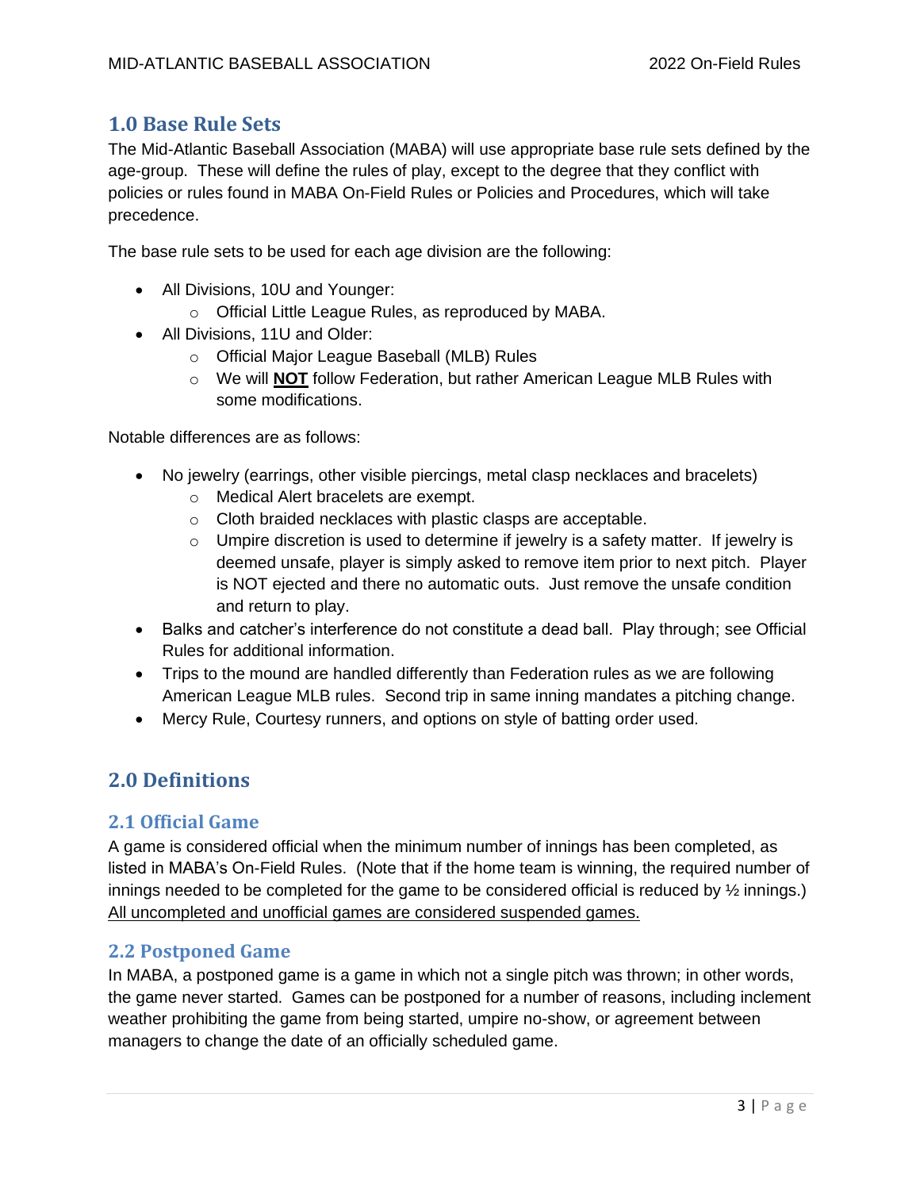## 1.0 Base Rule Sets

The Mid-Atlantic Baseball Association (MABA) will use appropriate base rule sets defined by the age-group. These will define the rules of play, except to the degree that they conflict with policies or rules found in MABA On-Field Rules or Policies and Procedures, which will take precedence.

The base rule sets to be used for each age division are the following:

- All Divisions, 10U and Younger:
  - Official Little League Rules, as reproduced by MABA.
- All Divisions, 11U and Older:
  - Official Major League Baseball (MLB) Rules
  - We will <u>**NOT**</u> follow Federation, but rather American League MLB Rules with some modifications.

Notable differences are as follows:

- No jewelry (earrings, other visible piercings, metal clasp necklaces and bracelets)
  - Medical Alert bracelets are exempt.
  - Cloth braided necklaces with plastic clasps are acceptable.
  - Umpire discretion is used to determine if jewelry is a safety matter. If jewelry is deemed unsafe, player is simply asked to remove item prior to next pitch. Player is NOT ejected and there no automatic outs. Just remove the unsafe condition and return to play.
- Balks and catcher's interference do not constitute a dead ball. Play through; see Official Rules for additional information.
- Trips to the mound are handled differently than Federation rules as we are following American League MLB rules. Second trip in same inning mandates a pitching change.
- Mercy Rule, Courtesy runners, and options on style of batting order used.

## 2.0 Definitions

### 2.1 Official Game

A game is considered official when the minimum number of innings has been completed, as listed in MABA's On-Field Rules. (Note that if the home team is winning, the required number of innings needed to be completed for the game to be considered official is reduced by ½ innings.) <u>All uncompleted and unofficial games are considered suspended games.</u>

### 2.2 Postponed Game

In MABA, a postponed game is a game in which not a single pitch was thrown; in other words, the game never started. Games can be postponed for a number of reasons, including inclement weather prohibiting the game from being started, umpire no-show, or agreement between managers to change the date of an officially scheduled game.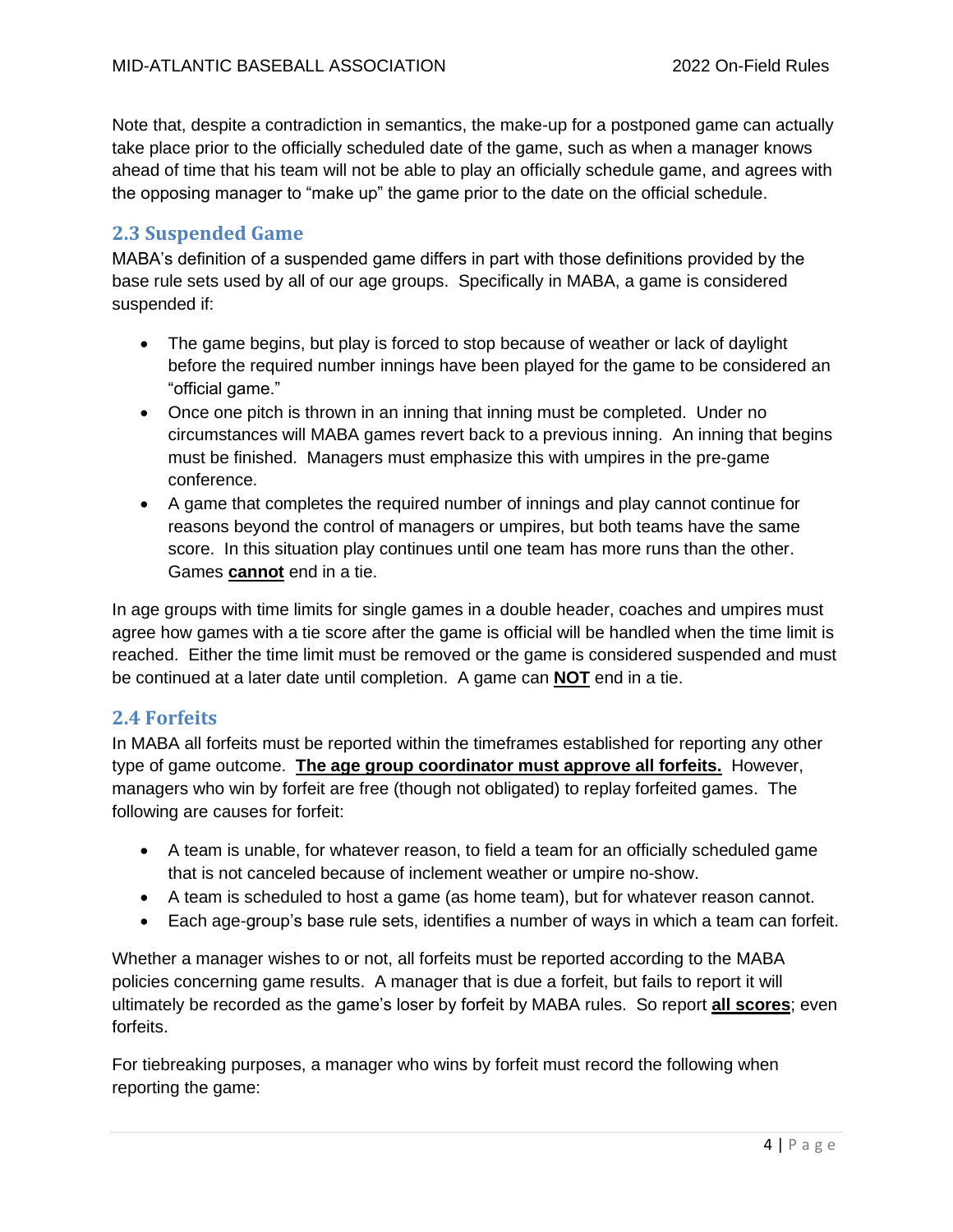Note that, despite a contradiction in semantics, the make-up for a postponed game can actually take place prior to the officially scheduled date of the game, such as when a manager knows ahead of time that his team will not be able to play an officially schedule game, and agrees with the opposing manager to "make up" the game prior to the date on the official schedule.

## 2.3 Suspended Game

MABA's definition of a suspended game differs in part with those definitions provided by the base rule sets used by all of our age groups. Specifically in MABA, a game is considered suspended if:

- The game begins, but play is forced to stop because of weather or lack of daylight before the required number innings have been played for the game to be considered an "official game."
- Once one pitch is thrown in an inning that inning must be completed. Under no circumstances will MABA games revert back to a previous inning. An inning that begins must be finished. Managers must emphasize this with umpires in the pre-game conference.
- A game that completes the required number of innings and play cannot continue for reasons beyond the control of managers or umpires, but both teams have the same score. In this situation play continues until one team has more runs than the other. Games **cannot** end in a tie.

In age groups with time limits for single games in a double header, coaches and umpires must agree how games with a tie score after the game is official will be handled when the time limit is reached. Either the time limit must be removed or the game is considered suspended and must be continued at a later date until completion. A game can **NOT** end in a tie.

## 2.4 Forfeits

In MABA all forfeits must be reported within the timeframes established for reporting any other type of game outcome. **The age group coordinator must approve all forfeits.** However, managers who win by forfeit are free (though not obligated) to replay forfeited games. The following are causes for forfeit:

- A team is unable, for whatever reason, to field a team for an officially scheduled game that is not canceled because of inclement weather or umpire no-show.
- A team is scheduled to host a game (as home team), but for whatever reason cannot.
- Each age-group's base rule sets, identifies a number of ways in which a team can forfeit.

Whether a manager wishes to or not, all forfeits must be reported according to the MABA policies concerning game results. A manager that is due a forfeit, but fails to report it will ultimately be recorded as the game's loser by forfeit by MABA rules. So report **all scores**; even forfeits.

For tiebreaking purposes, a manager who wins by forfeit must record the following when reporting the game: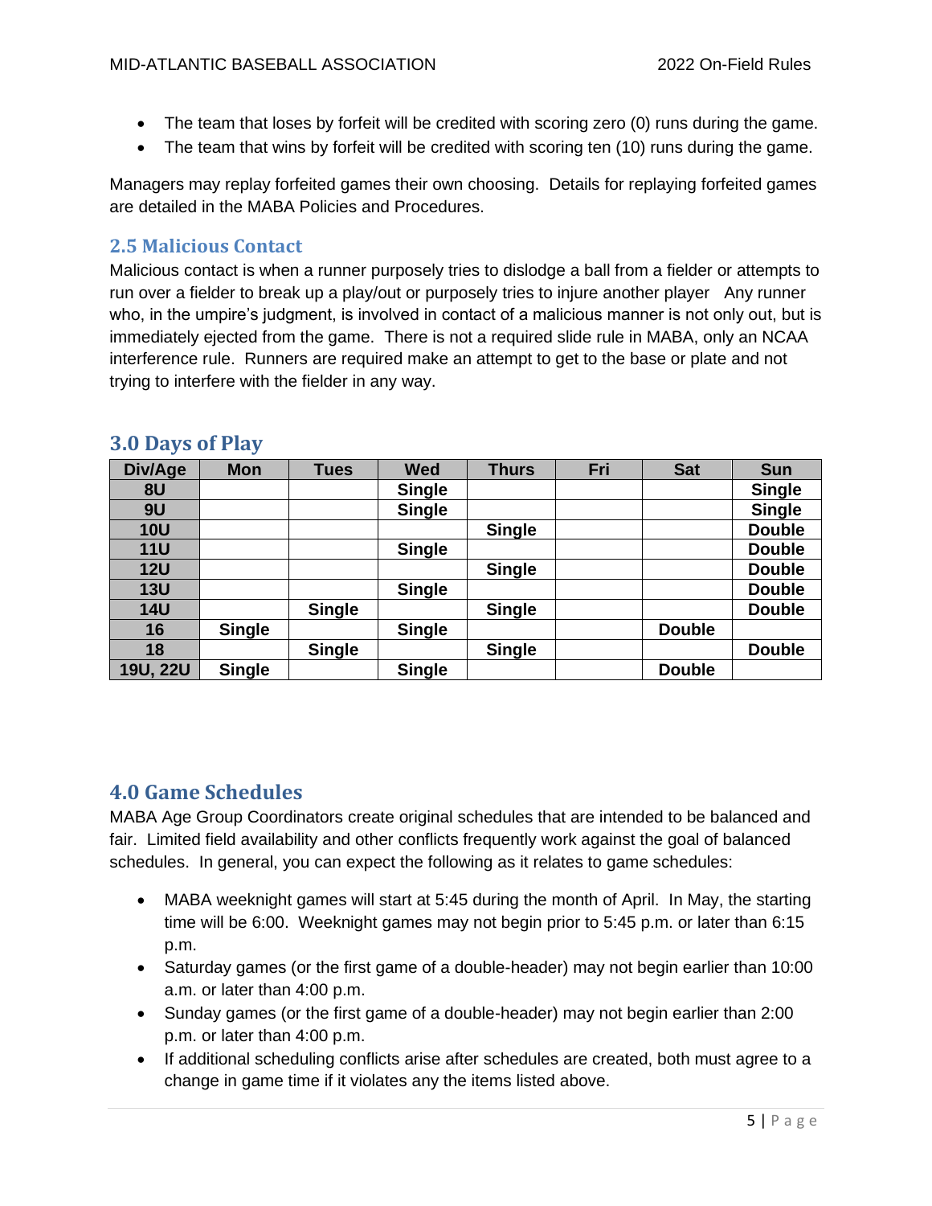- The team that loses by forfeit will be credited with scoring zero (0) runs during the game.
- The team that wins by forfeit will be credited with scoring ten (10) runs during the game.

Managers may replay forfeited games their own choosing. Details for replaying forfeited games are detailed in the MABA Policies and Procedures.

## 2.5 Malicious Contact

Malicious contact is when a runner purposely tries to dislodge a ball from a fielder or attempts to run over a fielder to break up a play/out or purposely tries to injure another player Any runner who, in the umpire's judgment, is involved in contact of a malicious manner is not only out, but is immediately ejected from the game. There is not a required slide rule in MABA, only an NCAA interference rule. Runners are required make an attempt to get to the base or plate and not trying to interfere with the fielder in any way.

# 3.0 Days of Play

| Div/Age | Mon | Tues | Wed | Thurs | Fri | Sat | Sun |
|---|---|---|---|---|---|---|---|
| **8U** | | | **Single** | | | | **Single** |
| **9U** | | | **Single** | | | | **Single** |
| **10U** | | | | **Single** | | | **Double** |
| **11U** | | | **Single** | | | | **Double** |
| **12U** | | | | **Single** | | | **Double** |
| **13U** | | | **Single** | | | | **Double** |
| **14U** | | **Single** | | **Single** | | | **Double** |
| **16** | **Single** | | **Single** | | | **Double** | |
| **18** | | **Single** | | **Single** | | | **Double** |
| **19U, 22U** | **Single** | | **Single** | | | **Double** | |

# 4.0 Game Schedules

MABA Age Group Coordinators create original schedules that are intended to be balanced and fair. Limited field availability and other conflicts frequently work against the goal of balanced schedules. In general, you can expect the following as it relates to game schedules:

- MABA weeknight games will start at 5:45 during the month of April. In May, the starting time will be 6:00. Weeknight games may not begin prior to 5:45 p.m. or later than 6:15 p.m.
- Saturday games (or the first game of a double-header) may not begin earlier than 10:00 a.m. or later than 4:00 p.m.
- Sunday games (or the first game of a double-header) may not begin earlier than 2:00 p.m. or later than 4:00 p.m.
- If additional scheduling conflicts arise after schedules are created, both must agree to a change in game time if it violates any the items listed above.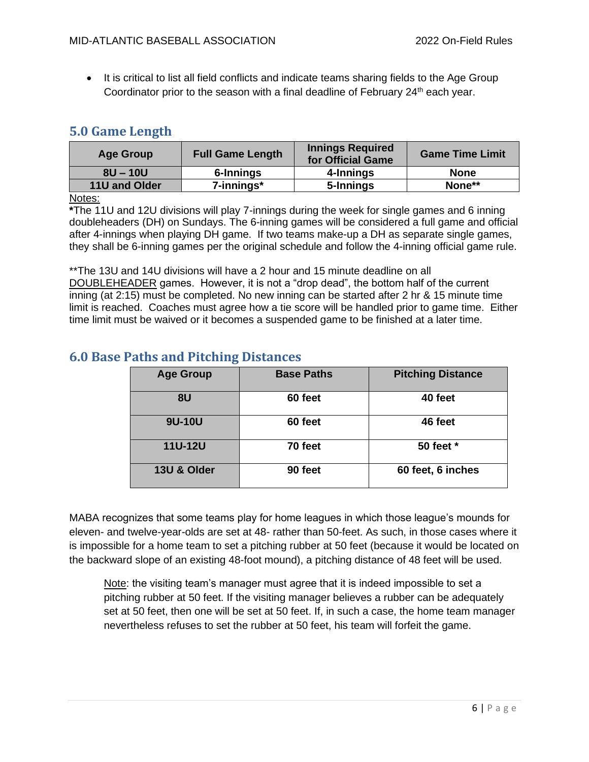- It is critical to list all field conflicts and indicate teams sharing fields to the Age Group Coordinator prior to the season with a final deadline of February 24th each year.

## 5.0 Game Length

| Age Group | Full Game Length | Innings Required for Official Game | Game Time Limit |
|---|---|---|---|
| 8U – 10U | 6-Innings | 4-Innings | None |
| 11U and Older | 7-innings* | 5-Innings | None** |

Notes:

**\***The 11U and 12U divisions will play 7-innings during the week for single games and 6 inning doubleheaders (DH) on Sundays. The 6-inning games will be considered a full game and official after 4-innings when playing DH game. If two teams make-up a DH as separate single games, they shall be 6-inning games per the original schedule and follow the 4-inning official game rule.

**The 13U and 14U divisions will have a 2 hour and 15 minute deadline on all DOUBLEHEADER games. However, it is not a "drop dead", the bottom half of the current inning (at 2:15) must be completed. No new inning can be started after 2 hr & 15 minute time limit is reached. Coaches must agree how a tie score will be handled prior to game time. Either time limit must be waived or it becomes a suspended game to be finished at a later time.

## 6.0 Base Paths and Pitching Distances

| Age Group | Base Paths | Pitching Distance |
|---|---|---|
| 8U | 60 feet | 40 feet |
| 9U-10U | 60 feet | 46 feet |
| 11U-12U | 70 feet | 50 feet * |
| 13U & Older | 90 feet | 60 feet, 6 inches |

MABA recognizes that some teams play for home leagues in which those league's mounds for eleven- and twelve-year-olds are set at 48- rather than 50-feet. As such, in those cases where it is impossible for a home team to set a pitching rubber at 50 feet (because it would be located on the backward slope of an existing 48-foot mound), a pitching distance of 48 feet will be used.

> Note: the visiting team's manager must agree that it is indeed impossible to set a pitching rubber at 50 feet. If the visiting manager believes a rubber can be adequately set at 50 feet, then one will be set at 50 feet. If, in such a case, the home team manager nevertheless refuses to set the rubber at 50 feet, his team will forfeit the game.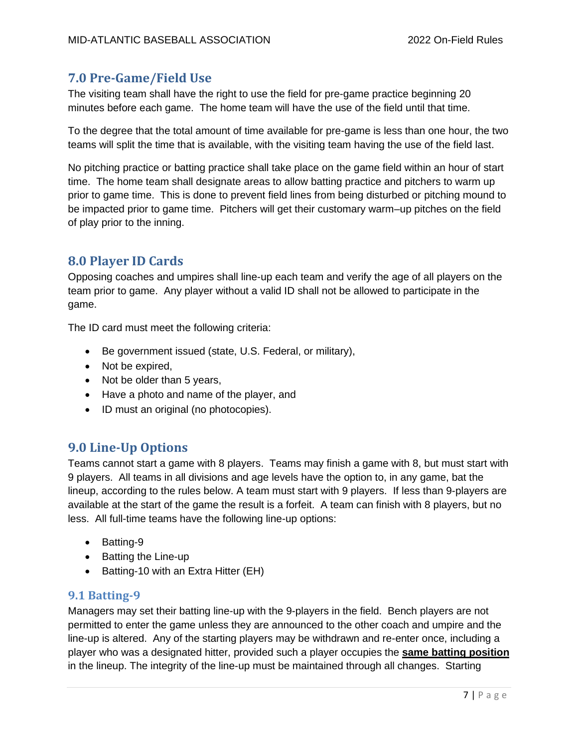## 7.0 Pre-Game/Field Use

The visiting team shall have the right to use the field for pre-game practice beginning 20 minutes before each game. The home team will have the use of the field until that time.

To the degree that the total amount of time available for pre-game is less than one hour, the two teams will split the time that is available, with the visiting team having the use of the field last.

No pitching practice or batting practice shall take place on the game field within an hour of start time. The home team shall designate areas to allow batting practice and pitchers to warm up prior to game time. This is done to prevent field lines from being disturbed or pitching mound to be impacted prior to game time. Pitchers will get their customary warm–up pitches on the field of play prior to the inning.

## 8.0 Player ID Cards

Opposing coaches and umpires shall line-up each team and verify the age of all players on the team prior to game. Any player without a valid ID shall not be allowed to participate in the game.

The ID card must meet the following criteria:

- Be government issued (state, U.S. Federal, or military),
- Not be expired,
- Not be older than 5 years,
- Have a photo and name of the player, and
- ID must an original (no photocopies).

## 9.0 Line-Up Options

Teams cannot start a game with 8 players. Teams may finish a game with 8, but must start with 9 players. All teams in all divisions and age levels have the option to, in any game, bat the lineup, according to the rules below. A team must start with 9 players. If less than 9-players are available at the start of the game the result is a forfeit. A team can finish with 8 players, but no less. All full-time teams have the following line-up options:

- Batting-9
- Batting the Line-up
- Batting-10 with an Extra Hitter (EH)

### 9.1 Batting-9

Managers may set their batting line-up with the 9-players in the field. Bench players are not permitted to enter the game unless they are announced to the other coach and umpire and the line-up is altered. Any of the starting players may be withdrawn and re-enter once, including a player who was a designated hitter, provided such a player occupies the **same batting position** in the lineup. The integrity of the line-up must be maintained through all changes. Starting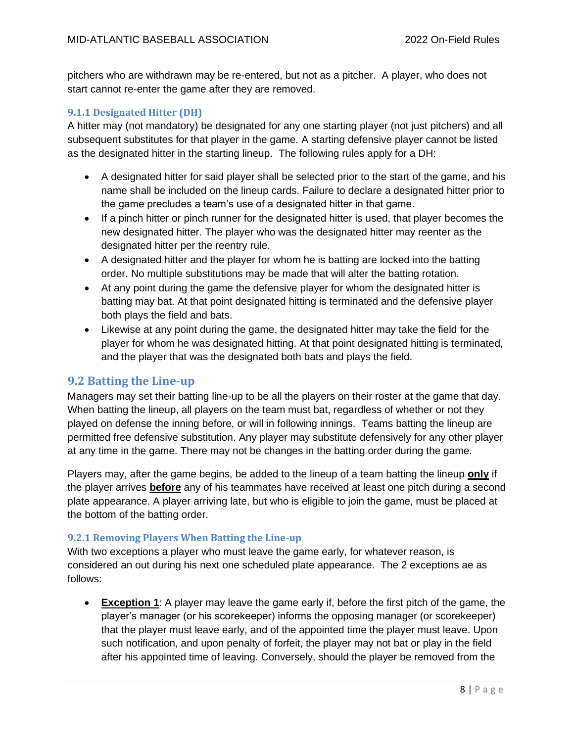pitchers who are withdrawn may be re-entered, but not as a pitcher. A player, who does not start cannot re-enter the game after they are removed.

### 9.1.1 Designated Hitter (DH)

A hitter may (not mandatory) be designated for any one starting player (not just pitchers) and all subsequent substitutes for that player in the game. A starting defensive player cannot be listed as the designated hitter in the starting lineup. The following rules apply for a DH:

- A designated hitter for said player shall be selected prior to the start of the game, and his name shall be included on the lineup cards. Failure to declare a designated hitter prior to the game precludes a team's use of a designated hitter in that game.
- If a pinch hitter or pinch runner for the designated hitter is used, that player becomes the new designated hitter. The player who was the designated hitter may reenter as the designated hitter per the reentry rule.
- A designated hitter and the player for whom he is batting are locked into the batting order. No multiple substitutions may be made that will alter the batting rotation.
- At any point during the game the defensive player for whom the designated hitter is batting may bat. At that point designated hitting is terminated and the defensive player both plays the field and bats.
- Likewise at any point during the game, the designated hitter may take the field for the player for whom he was designated hitting. At that point designated hitting is terminated, and the player that was the designated both bats and plays the field.

## 9.2 Batting the Line-up

Managers may set their batting line-up to be all the players on their roster at the game that day. When batting the lineup, all players on the team must bat, regardless of whether or not they played on defense the inning before, or will in following innings. Teams batting the lineup are permitted free defensive substitution. Any player may substitute defensively for any other player at any time in the game. There may not be changes in the batting order during the game.

Players may, after the game begins, be added to the lineup of a team batting the lineup **only** if the player arrives **before** any of his teammates have received at least one pitch during a second plate appearance. A player arriving late, but who is eligible to join the game, must be placed at the bottom of the batting order.

### 9.2.1 Removing Players When Batting the Line-up

With two exceptions a player who must leave the game early, for whatever reason, is considered an out during his next one scheduled plate appearance. The 2 exceptions ae as follows:

- **Exception 1**: A player may leave the game early if, before the first pitch of the game, the player's manager (or his scorekeeper) informs the opposing manager (or scorekeeper) that the player must leave early, and of the appointed time the player must leave. Upon such notification, and upon penalty of forfeit, the player may not bat or play in the field after his appointed time of leaving. Conversely, should the player be removed from the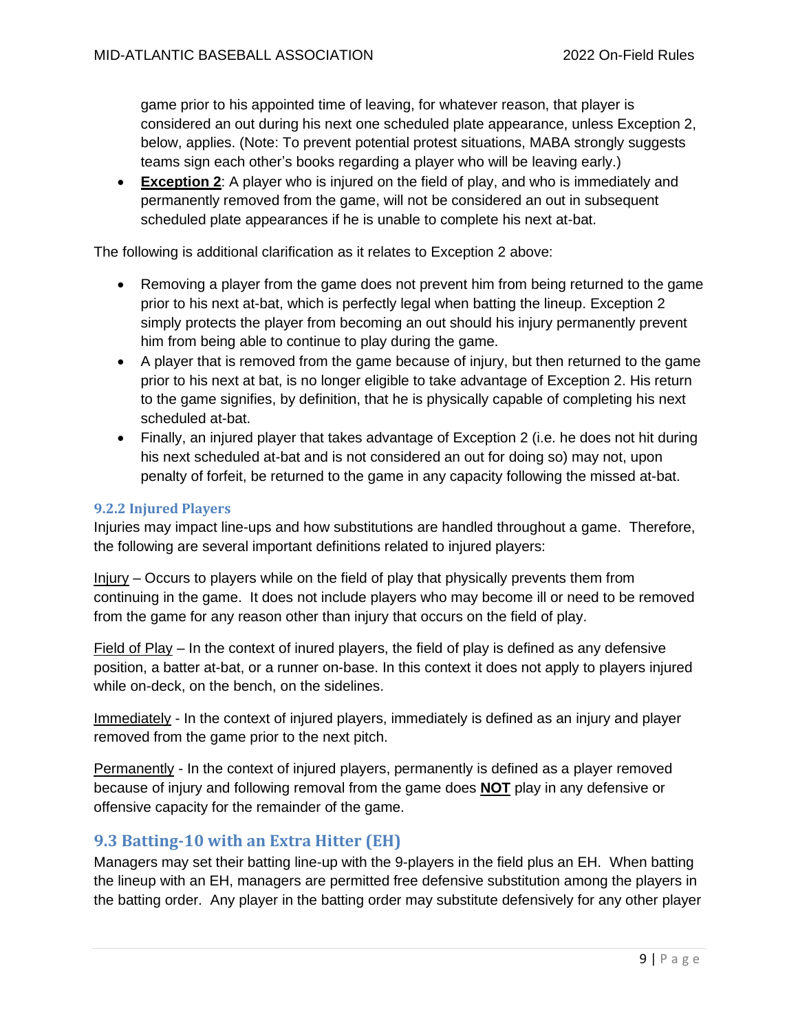game prior to his appointed time of leaving, for whatever reason, that player is considered an out during his next one scheduled plate appearance, unless Exception 2, below, applies. (Note: To prevent potential protest situations, MABA strongly suggests teams sign each other's books regarding a player who will be leaving early.)

- **Exception 2**: A player who is injured on the field of play, and who is immediately and permanently removed from the game, will not be considered an out in subsequent scheduled plate appearances if he is unable to complete his next at-bat.

The following is additional clarification as it relates to Exception 2 above:

- Removing a player from the game does not prevent him from being returned to the game prior to his next at-bat, which is perfectly legal when batting the lineup. Exception 2 simply protects the player from becoming an out should his injury permanently prevent him from being able to continue to play during the game.
- A player that is removed from the game because of injury, but then returned to the game prior to his next at bat, is no longer eligible to take advantage of Exception 2. His return to the game signifies, by definition, that he is physically capable of completing his next scheduled at-bat.
- Finally, an injured player that takes advantage of Exception 2 (i.e. he does not hit during his next scheduled at-bat and is not considered an out for doing so) may not, upon penalty of forfeit, be returned to the game in any capacity following the missed at-bat.

### 9.2.2 Injured Players

Injuries may impact line-ups and how substitutions are handled throughout a game. Therefore, the following are several important definitions related to injured players:

Injury – Occurs to players while on the field of play that physically prevents them from continuing in the game. It does not include players who may become ill or need to be removed from the game for any reason other than injury that occurs on the field of play.

Field of Play – In the context of inured players, the field of play is defined as any defensive position, a batter at-bat, or a runner on-base. In this context it does not apply to players injured while on-deck, on the bench, on the sidelines.

Immediately - In the context of injured players, immediately is defined as an injury and player removed from the game prior to the next pitch.

Permanently - In the context of injured players, permanently is defined as a player removed because of injury and following removal from the game does **NOT** play in any defensive or offensive capacity for the remainder of the game.

## 9.3 Batting-10 with an Extra Hitter (EH)

Managers may set their batting line-up with the 9-players in the field plus an EH. When batting the lineup with an EH, managers are permitted free defensive substitution among the players in the batting order. Any player in the batting order may substitute defensively for any other player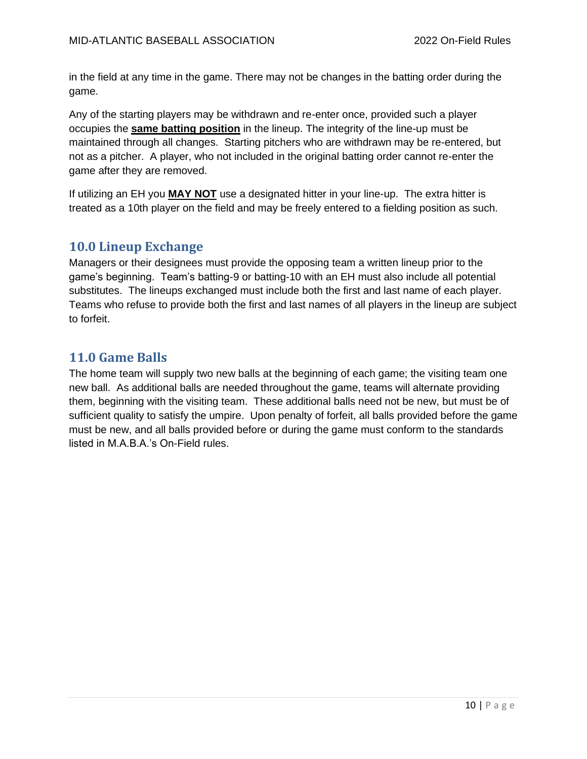in the field at any time in the game. There may not be changes in the batting order during the game.

Any of the starting players may be withdrawn and re-enter once, provided such a player occupies the **same batting position** in the lineup. The integrity of the line-up must be maintained through all changes. Starting pitchers who are withdrawn may be re-entered, but not as a pitcher. A player, who not included in the original batting order cannot re-enter the game after they are removed.

If utilizing an EH you **MAY NOT** use a designated hitter in your line-up. The extra hitter is treated as a 10th player on the field and may be freely entered to a fielding position as such.

## 10.0 Lineup Exchange

Managers or their designees must provide the opposing team a written lineup prior to the game's beginning. Team's batting-9 or batting-10 with an EH must also include all potential substitutes. The lineups exchanged must include both the first and last name of each player. Teams who refuse to provide both the first and last names of all players in the lineup are subject to forfeit.

## 11.0 Game Balls

The home team will supply two new balls at the beginning of each game; the visiting team one new ball. As additional balls are needed throughout the game, teams will alternate providing them, beginning with the visiting team. These additional balls need not be new, but must be of sufficient quality to satisfy the umpire. Upon penalty of forfeit, all balls provided before the game must be new, and all balls provided before or during the game must conform to the standards listed in M.A.B.A.'s On-Field rules.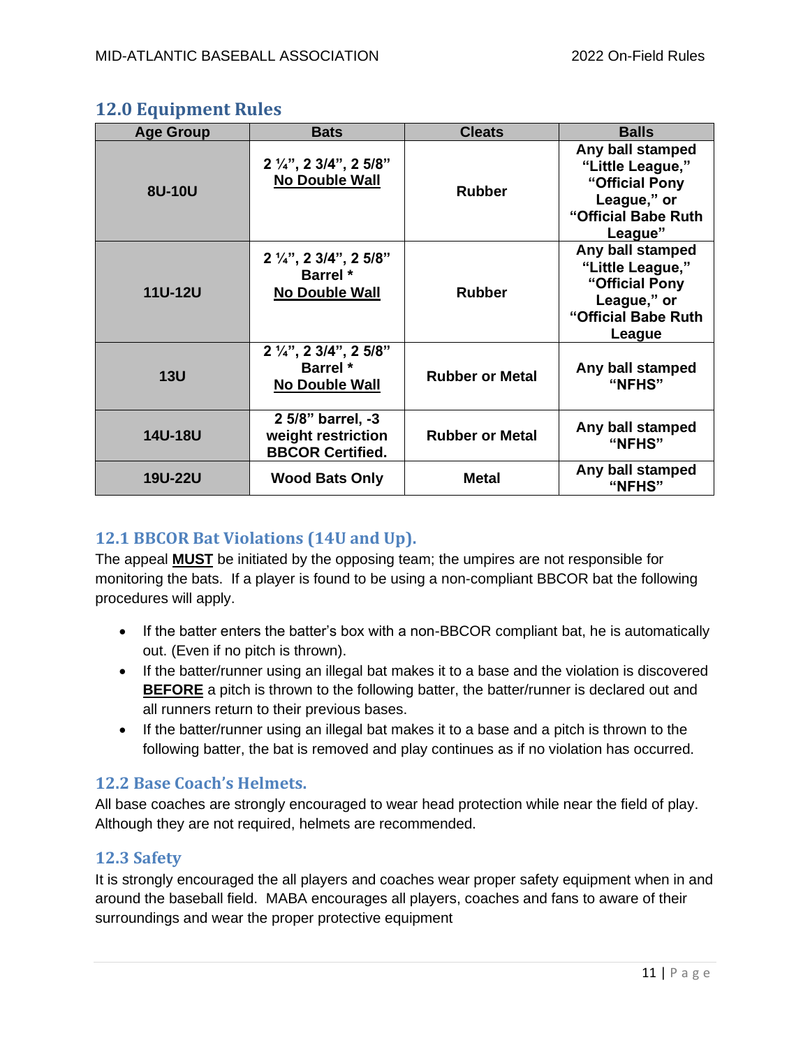## 12.0 Equipment Rules

| Age Group | Bats | Cleats | Balls |
|---|---|---|---|
| **8U-10U** | **2 ¼", 2 3/4", 2 5/8"** **No Double Wall** | **Rubber** | **Any ball stamped "Little League," "Official Pony League," or "Official Babe Ruth League"** |
| **11U-12U** | **2 ¼", 2 3/4", 2 5/8" Barrel *** **No Double Wall** | **Rubber** | **Any ball stamped "Little League," "Official Pony League," or "Official Babe Ruth League** |
| **13U** | **2 ¼", 2 3/4", 2 5/8" Barrel *** **No Double Wall** | **Rubber or Metal** | **Any ball stamped "NFHS"** |
| **14U-18U** | **2 5/8" barrel, -3 weight restriction BBCOR Certified.** | **Rubber or Metal** | **Any ball stamped "NFHS"** |
| **19U-22U** | **Wood Bats Only** | **Metal** | **Any ball stamped "NFHS"** |

### 12.1 BBCOR Bat Violations (14U and Up).

The appeal **MUST** be initiated by the opposing team; the umpires are not responsible for monitoring the bats. If a player is found to be using a non-compliant BBCOR bat the following procedures will apply.

- If the batter enters the batter's box with a non-BBCOR compliant bat, he is automatically out. (Even if no pitch is thrown).
- If the batter/runner using an illegal bat makes it to a base and the violation is discovered **BEFORE** a pitch is thrown to the following batter, the batter/runner is declared out and all runners return to their previous bases.
- If the batter/runner using an illegal bat makes it to a base and a pitch is thrown to the following batter, the bat is removed and play continues as if no violation has occurred.

### 12.2 Base Coach's Helmets.

All base coaches are strongly encouraged to wear head protection while near the field of play. Although they are not required, helmets are recommended.

### 12.3 Safety

It is strongly encouraged the all players and coaches wear proper safety equipment when in and around the baseball field. MABA encourages all players, coaches and fans to aware of their surroundings and wear the proper protective equipment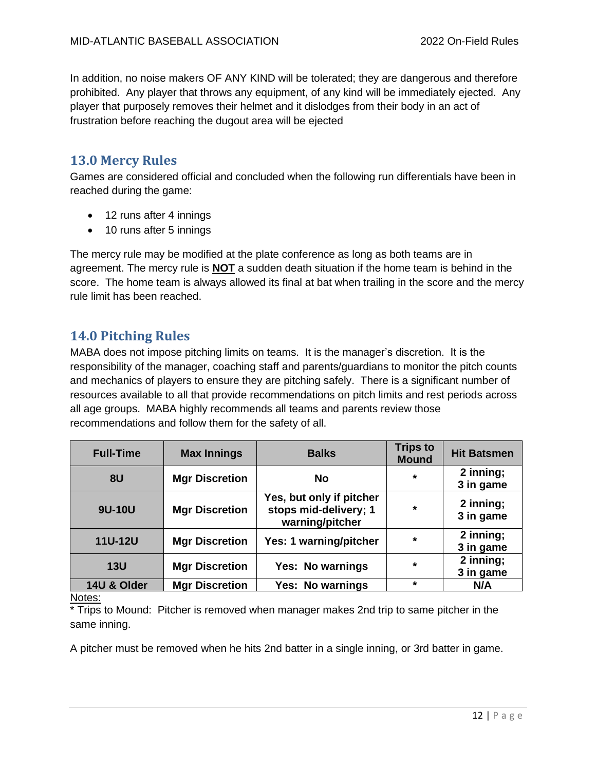In addition, no noise makers OF ANY KIND will be tolerated; they are dangerous and therefore prohibited. Any player that throws any equipment, of any kind will be immediately ejected. Any player that purposely removes their helmet and it dislodges from their body in an act of frustration before reaching the dugout area will be ejected

## 13.0 Mercy Rules

Games are considered official and concluded when the following run differentials have been in reached during the game:

- 12 runs after 4 innings
- 10 runs after 5 innings

The mercy rule may be modified at the plate conference as long as both teams are in agreement. The mercy rule is **NOT** a sudden death situation if the home team is behind in the score. The home team is always allowed its final at bat when trailing in the score and the mercy rule limit has been reached.

## 14.0 Pitching Rules

MABA does not impose pitching limits on teams. It is the manager's discretion. It is the responsibility of the manager, coaching staff and parents/guardians to monitor the pitch counts and mechanics of players to ensure they are pitching safely. There is a significant number of resources available to all that provide recommendations on pitch limits and rest periods across all age groups. MABA highly recommends all teams and parents review those recommendations and follow them for the safety of all.

| Full-Time | Max Innings | Balks | Trips to Mound | Hit Batsmen |
|---|---|---|---|---|
| 8U | Mgr Discretion | No | * | 2 inning; 3 in game |
| 9U-10U | Mgr Discretion | Yes, but only if pitcher stops mid-delivery; 1 warning/pitcher | * | 2 inning; 3 in game |
| 11U-12U | Mgr Discretion | Yes: 1 warning/pitcher | * | 2 inning; 3 in game |
| 13U | Mgr Discretion | Yes: No warnings | * | 2 inning; 3 in game |
| 14U & Older | Mgr Discretion | Yes: No warnings | * | N/A |

Notes:
* Trips to Mound: Pitcher is removed when manager makes 2nd trip to same pitcher in the same inning.

A pitcher must be removed when he hits 2nd batter in a single inning, or 3rd batter in game.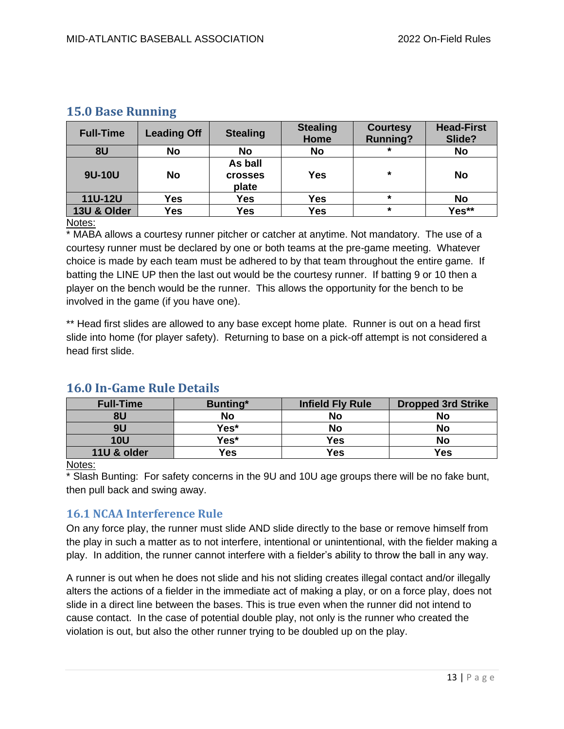## 15.0 Base Running

| Full-Time | Leading Off | Stealing | Stealing Home | Courtesy Running? | Head-First Slide? |
|---|---|---|---|---|---|
| 8U | No | No | No | * | No |
| 9U-10U | No | As ball crosses plate | Yes | * | No |
| 11U-12U | Yes | Yes | Yes | * | No |
| 13U & Older | Yes | Yes | Yes | * | Yes** |

Notes:

* MABA allows a courtesy runner pitcher or catcher at anytime. Not mandatory. The use of a courtesy runner must be declared by one or both teams at the pre-game meeting. Whatever choice is made by each team must be adhered to by that team throughout the entire game. If batting the LINE UP then the last out would be the courtesy runner. If batting 9 or 10 then a player on the bench would be the runner. This allows the opportunity for the bench to be involved in the game (if you have one).

** Head first slides are allowed to any base except home plate. Runner is out on a head first slide into home (for player safety). Returning to base on a pick-off attempt is not considered a head first slide.

## 16.0 In-Game Rule Details

| Full-Time | Bunting* | Infield Fly Rule | Dropped 3rd Strike |
|---|---|---|---|
| 8U | No | No | No |
| 9U | Yes* | No | No |
| 10U | Yes* | Yes | No |
| 11U & older | Yes | Yes | Yes |

Notes:

* Slash Bunting: For safety concerns in the 9U and 10U age groups there will be no fake bunt, then pull back and swing away.

### 16.1 NCAA Interference Rule

On any force play, the runner must slide AND slide directly to the base or remove himself from the play in such a matter as to not interfere, intentional or unintentional, with the fielder making a play. In addition, the runner cannot interfere with a fielder's ability to throw the ball in any way.

A runner is out when he does not slide and his not sliding creates illegal contact and/or illegally alters the actions of a fielder in the immediate act of making a play, or on a force play, does not slide in a direct line between the bases. This is true even when the runner did not intend to cause contact. In the case of potential double play, not only is the runner who created the violation is out, but also the other runner trying to be doubled up on the play.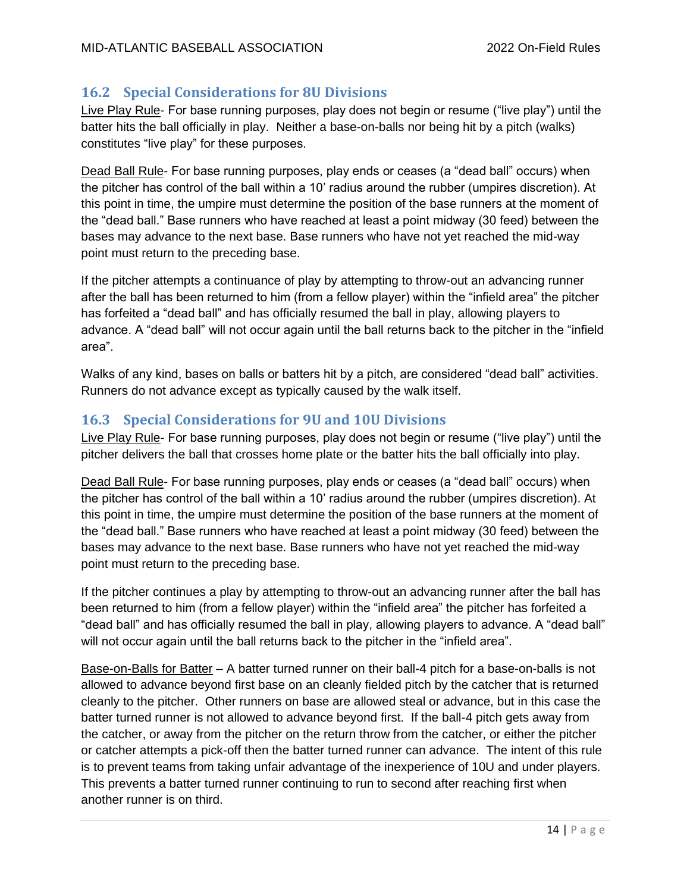## 16.2 Special Considerations for 8U Divisions

Live Play Rule- For base running purposes, play does not begin or resume ("live play") until the batter hits the ball officially in play. Neither a base-on-balls nor being hit by a pitch (walks) constitutes "live play" for these purposes.

Dead Ball Rule- For base running purposes, play ends or ceases (a "dead ball" occurs) when the pitcher has control of the ball within a 10' radius around the rubber (umpires discretion). At this point in time, the umpire must determine the position of the base runners at the moment of the "dead ball." Base runners who have reached at least a point midway (30 feed) between the bases may advance to the next base. Base runners who have not yet reached the mid-way point must return to the preceding base.

If the pitcher attempts a continuance of play by attempting to throw-out an advancing runner after the ball has been returned to him (from a fellow player) within the "infield area" the pitcher has forfeited a "dead ball" and has officially resumed the ball in play, allowing players to advance. A "dead ball" will not occur again until the ball returns back to the pitcher in the "infield area".

Walks of any kind, bases on balls or batters hit by a pitch, are considered "dead ball" activities. Runners do not advance except as typically caused by the walk itself.

## 16.3 Special Considerations for 9U and 10U Divisions

Live Play Rule- For base running purposes, play does not begin or resume ("live play") until the pitcher delivers the ball that crosses home plate or the batter hits the ball officially into play.

Dead Ball Rule- For base running purposes, play ends or ceases (a "dead ball" occurs) when the pitcher has control of the ball within a 10' radius around the rubber (umpires discretion). At this point in time, the umpire must determine the position of the base runners at the moment of the "dead ball." Base runners who have reached at least a point midway (30 feed) between the bases may advance to the next base. Base runners who have not yet reached the mid-way point must return to the preceding base.

If the pitcher continues a play by attempting to throw-out an advancing runner after the ball has been returned to him (from a fellow player) within the "infield area" the pitcher has forfeited a "dead ball" and has officially resumed the ball in play, allowing players to advance. A "dead ball" will not occur again until the ball returns back to the pitcher in the "infield area".

Base-on-Balls for Batter – A batter turned runner on their ball-4 pitch for a base-on-balls is not allowed to advance beyond first base on an cleanly fielded pitch by the catcher that is returned cleanly to the pitcher. Other runners on base are allowed steal or advance, but in this case the batter turned runner is not allowed to advance beyond first. If the ball-4 pitch gets away from the catcher, or away from the pitcher on the return throw from the catcher, or either the pitcher or catcher attempts a pick-off then the batter turned runner can advance. The intent of this rule is to prevent teams from taking unfair advantage of the inexperience of 10U and under players. This prevents a batter turned runner continuing to run to second after reaching first when another runner is on third.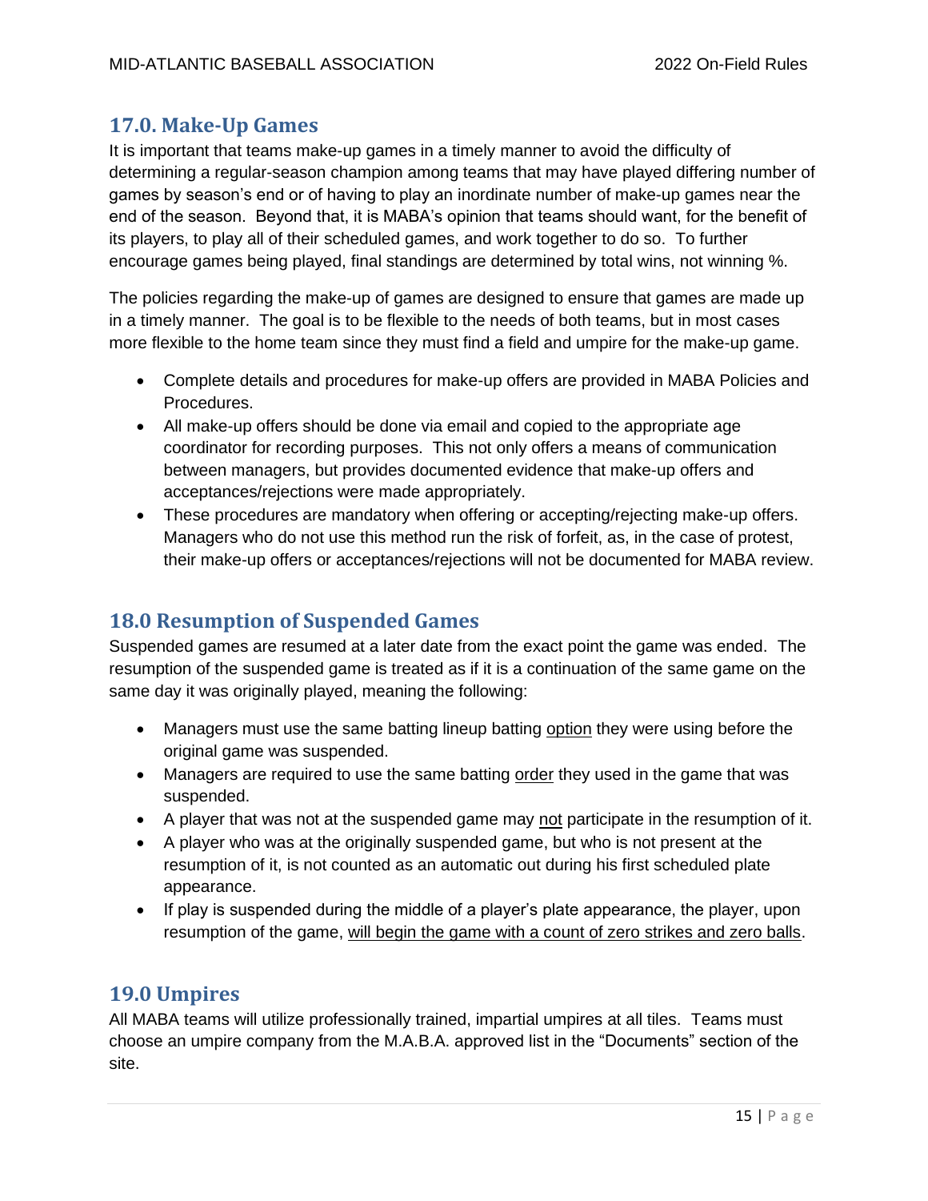## 17.0. Make-Up Games

It is important that teams make-up games in a timely manner to avoid the difficulty of determining a regular-season champion among teams that may have played differing number of games by season's end or of having to play an inordinate number of make-up games near the end of the season. Beyond that, it is MABA's opinion that teams should want, for the benefit of its players, to play all of their scheduled games, and work together to do so. To further encourage games being played, final standings are determined by total wins, not winning %.

The policies regarding the make-up of games are designed to ensure that games are made up in a timely manner. The goal is to be flexible to the needs of both teams, but in most cases more flexible to the home team since they must find a field and umpire for the make-up game.

- Complete details and procedures for make-up offers are provided in MABA Policies and Procedures.
- All make-up offers should be done via email and copied to the appropriate age coordinator for recording purposes. This not only offers a means of communication between managers, but provides documented evidence that make-up offers and acceptances/rejections were made appropriately.
- These procedures are mandatory when offering or accepting/rejecting make-up offers. Managers who do not use this method run the risk of forfeit, as, in the case of protest, their make-up offers or acceptances/rejections will not be documented for MABA review.

## 18.0 Resumption of Suspended Games

Suspended games are resumed at a later date from the exact point the game was ended. The resumption of the suspended game is treated as if it is a continuation of the same game on the same day it was originally played, meaning the following:

- Managers must use the same batting lineup batting <u>option</u> they were using before the original game was suspended.
- Managers are required to use the same batting <u>order</u> they used in the game that was suspended.
- A player that was not at the suspended game may <u>not</u> participate in the resumption of it.
- A player who was at the originally suspended game, but who is not present at the resumption of it, is not counted as an automatic out during his first scheduled plate appearance.
- If play is suspended during the middle of a player's plate appearance, the player, upon resumption of the game, <u>will begin the game with a count of zero strikes and zero balls</u>.

## 19.0 Umpires

All MABA teams will utilize professionally trained, impartial umpires at all tiles. Teams must choose an umpire company from the M.A.B.A. approved list in the "Documents" section of the site.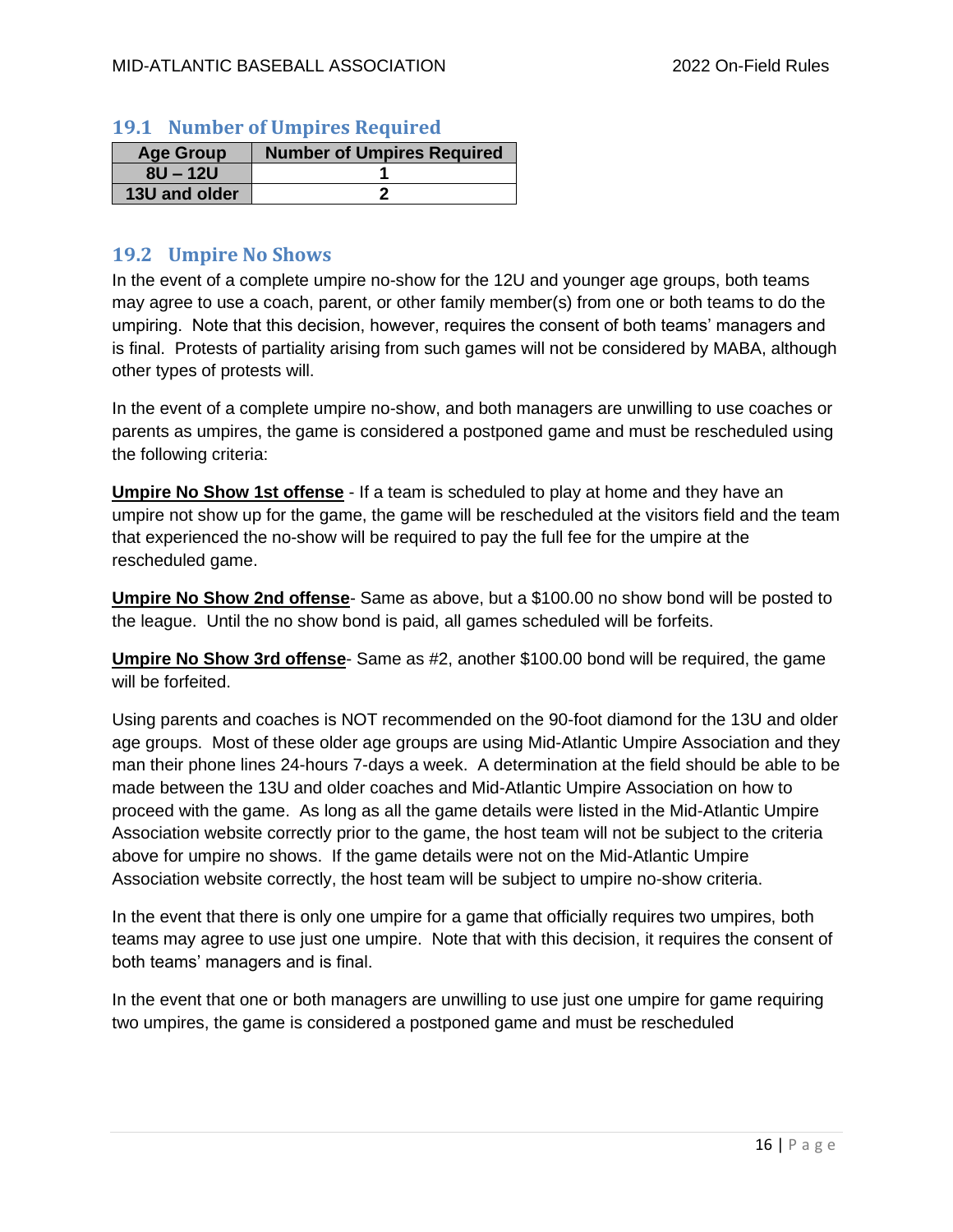## 19.1 Number of Umpires Required

| Age Group | Number of Umpires Required |
|---|---|
| 8U – 12U | 1 |
| 13U and older | 2 |

## 19.2 Umpire No Shows

In the event of a complete umpire no-show for the 12U and younger age groups, both teams may agree to use a coach, parent, or other family member(s) from one or both teams to do the umpiring. Note that this decision, however, requires the consent of both teams' managers and is final. Protests of partiality arising from such games will not be considered by MABA, although other types of protests will.

In the event of a complete umpire no-show, and both managers are unwilling to use coaches or parents as umpires, the game is considered a postponed game and must be rescheduled using the following criteria:

**Umpire No Show 1st offense** - If a team is scheduled to play at home and they have an umpire not show up for the game, the game will be rescheduled at the visitors field and the team that experienced the no-show will be required to pay the full fee for the umpire at the rescheduled game.

**Umpire No Show 2nd offense**- Same as above, but a $100.00 no show bond will be posted to the league. Until the no show bond is paid, all games scheduled will be forfeits.

**Umpire No Show 3rd offense**- Same as #2, another $100.00 bond will be required, the game will be forfeited.

Using parents and coaches is NOT recommended on the 90-foot diamond for the 13U and older age groups. Most of these older age groups are using Mid-Atlantic Umpire Association and they man their phone lines 24-hours 7-days a week. A determination at the field should be able to be made between the 13U and older coaches and Mid-Atlantic Umpire Association on how to proceed with the game. As long as all the game details were listed in the Mid-Atlantic Umpire Association website correctly prior to the game, the host team will not be subject to the criteria above for umpire no shows. If the game details were not on the Mid-Atlantic Umpire Association website correctly, the host team will be subject to umpire no-show criteria.

In the event that there is only one umpire for a game that officially requires two umpires, both teams may agree to use just one umpire. Note that with this decision, it requires the consent of both teams' managers and is final.

In the event that one or both managers are unwilling to use just one umpire for game requiring two umpires, the game is considered a postponed game and must be rescheduled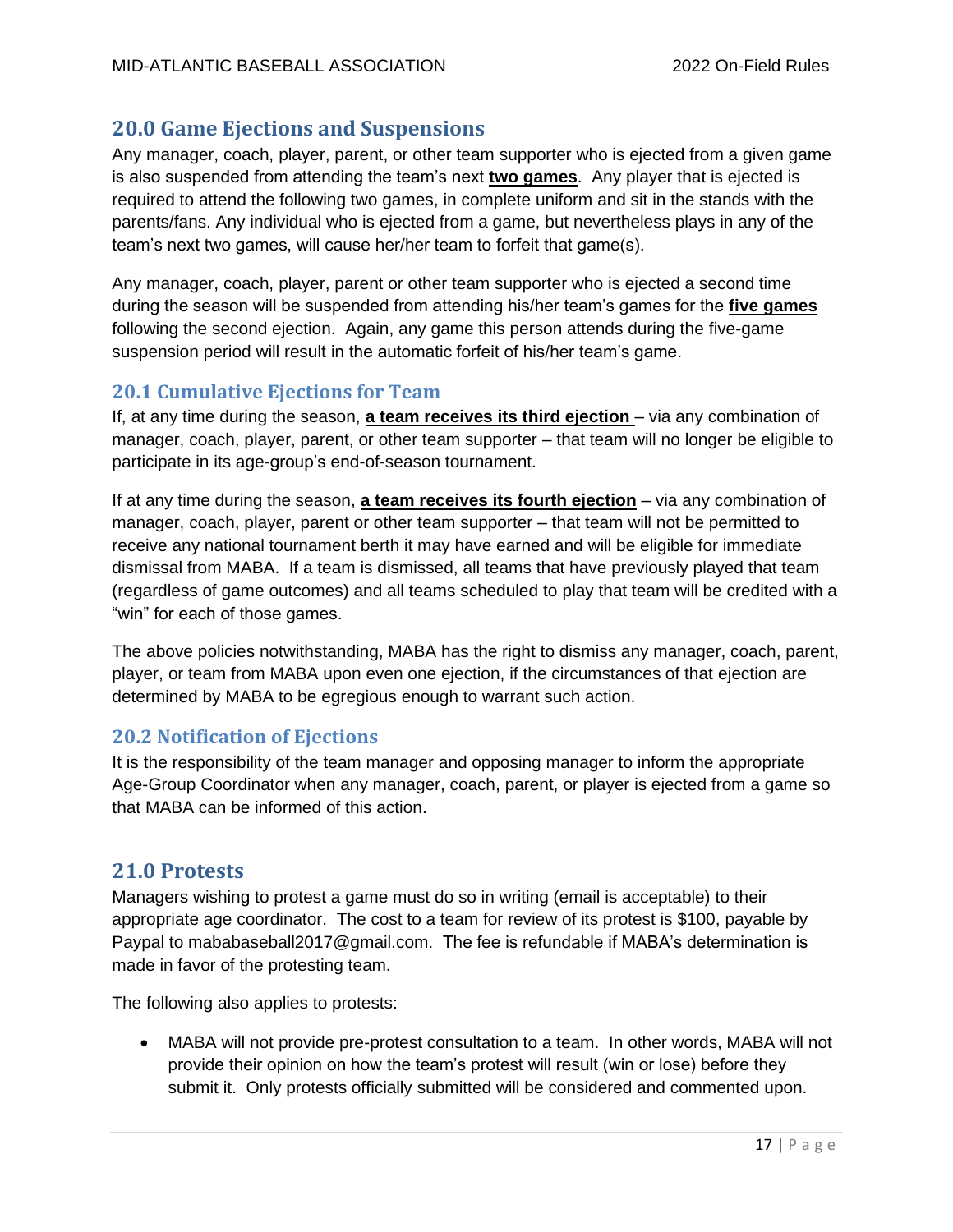## 20.0 Game Ejections and Suspensions

Any manager, coach, player, parent, or other team supporter who is ejected from a given game is also suspended from attending the team's next **two games**. Any player that is ejected is required to attend the following two games, in complete uniform and sit in the stands with the parents/fans. Any individual who is ejected from a game, but nevertheless plays in any of the team's next two games, will cause her/her team to forfeit that game(s).

Any manager, coach, player, parent or other team supporter who is ejected a second time during the season will be suspended from attending his/her team's games for the **five games** following the second ejection. Again, any game this person attends during the five-game suspension period will result in the automatic forfeit of his/her team's game.

### 20.1 Cumulative Ejections for Team

If, at any time during the season, **a team receives its third ejection** – via any combination of manager, coach, player, parent, or other team supporter – that team will no longer be eligible to participate in its age-group's end-of-season tournament.

If at any time during the season, **a team receives its fourth ejection** – via any combination of manager, coach, player, parent or other team supporter – that team will not be permitted to receive any national tournament berth it may have earned and will be eligible for immediate dismissal from MABA. If a team is dismissed, all teams that have previously played that team (regardless of game outcomes) and all teams scheduled to play that team will be credited with a "win" for each of those games.

The above policies notwithstanding, MABA has the right to dismiss any manager, coach, parent, player, or team from MABA upon even one ejection, if the circumstances of that ejection are determined by MABA to be egregious enough to warrant such action.

### 20.2 Notification of Ejections

It is the responsibility of the team manager and opposing manager to inform the appropriate Age-Group Coordinator when any manager, coach, parent, or player is ejected from a game so that MABA can be informed of this action.

## 21.0 Protests

Managers wishing to protest a game must do so in writing (email is acceptable) to their appropriate age coordinator. The cost to a team for review of its protest is $100, payable by Paypal to mababaseball2017@gmail.com. The fee is refundable if MABA's determination is made in favor of the protesting team.

The following also applies to protests:

- MABA will not provide pre-protest consultation to a team. In other words, MABA will not provide their opinion on how the team's protest will result (win or lose) before they submit it. Only protests officially submitted will be considered and commented upon.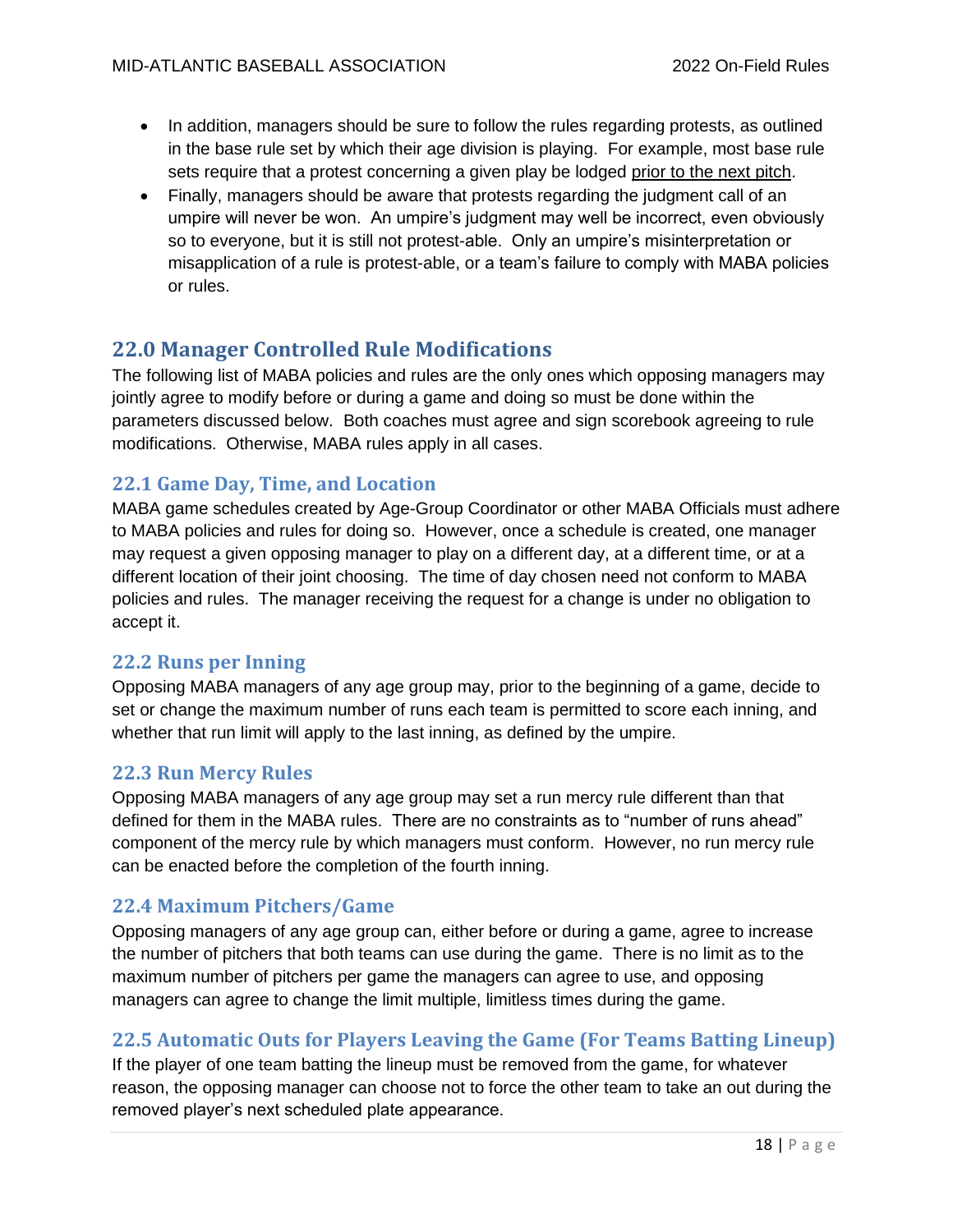- In addition, managers should be sure to follow the rules regarding protests, as outlined in the base rule set by which their age division is playing. For example, most base rule sets require that a protest concerning a given play be lodged prior to the next pitch.
- Finally, managers should be aware that protests regarding the judgment call of an umpire will never be won. An umpire's judgment may well be incorrect, even obviously so to everyone, but it is still not protest-able. Only an umpire's misinterpretation or misapplication of a rule is protest-able, or a team's failure to comply with MABA policies or rules.

## 22.0 Manager Controlled Rule Modifications

The following list of MABA policies and rules are the only ones which opposing managers may jointly agree to modify before or during a game and doing so must be done within the parameters discussed below. Both coaches must agree and sign scorebook agreeing to rule modifications. Otherwise, MABA rules apply in all cases.

### 22.1 Game Day, Time, and Location

MABA game schedules created by Age-Group Coordinator or other MABA Officials must adhere to MABA policies and rules for doing so. However, once a schedule is created, one manager may request a given opposing manager to play on a different day, at a different time, or at a different location of their joint choosing. The time of day chosen need not conform to MABA policies and rules. The manager receiving the request for a change is under no obligation to accept it.

### 22.2 Runs per Inning

Opposing MABA managers of any age group may, prior to the beginning of a game, decide to set or change the maximum number of runs each team is permitted to score each inning, and whether that run limit will apply to the last inning, as defined by the umpire.

### 22.3 Run Mercy Rules

Opposing MABA managers of any age group may set a run mercy rule different than that defined for them in the MABA rules. There are no constraints as to "number of runs ahead" component of the mercy rule by which managers must conform. However, no run mercy rule can be enacted before the completion of the fourth inning.

### 22.4 Maximum Pitchers/Game

Opposing managers of any age group can, either before or during a game, agree to increase the number of pitchers that both teams can use during the game. There is no limit as to the maximum number of pitchers per game the managers can agree to use, and opposing managers can agree to change the limit multiple, limitless times during the game.

### 22.5 Automatic Outs for Players Leaving the Game (For Teams Batting Lineup)

If the player of one team batting the lineup must be removed from the game, for whatever reason, the opposing manager can choose not to force the other team to take an out during the removed player's next scheduled plate appearance.